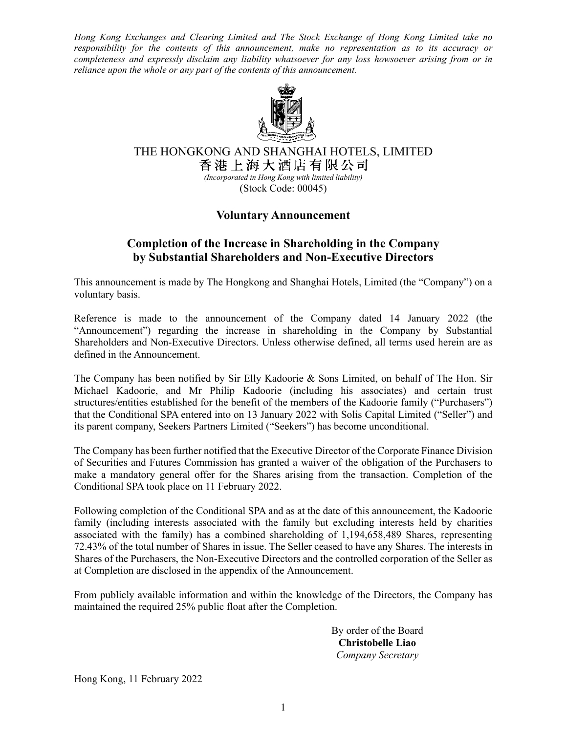*Hong Kong Exchanges and Clearing Limited and The Stock Exchange of Hong Kong Limited take no responsibility for the contents of this announcement, make no representation as to its accuracy or completeness and expressly disclaim any liability whatsoever for any loss howsoever arising from or in reliance upon the whole or any part of the contents of this announcement.*

THE HONGKONG AND SHANGHAI HOTELS, LIMITED
香港上海大酒店有限公司
*(Incorporated in Hong Kong with limited liability)*
(Stock Code: 00045)

## Voluntary Announcement

## Completion of the Increase in Shareholding in the Company by Substantial Shareholders and Non-Executive Directors

This announcement is made by The Hongkong and Shanghai Hotels, Limited (the "Company") on a voluntary basis.

Reference is made to the announcement of the Company dated 14 January 2022 (the "Announcement") regarding the increase in shareholding in the Company by Substantial Shareholders and Non-Executive Directors. Unless otherwise defined, all terms used herein are as defined in the Announcement.

The Company has been notified by Sir Elly Kadoorie & Sons Limited, on behalf of The Hon. Sir Michael Kadoorie, and Mr Philip Kadoorie (including his associates) and certain trust structures/entities established for the benefit of the members of the Kadoorie family ("Purchasers") that the Conditional SPA entered into on 13 January 2022 with Solis Capital Limited ("Seller") and its parent company, Seekers Partners Limited ("Seekers") has become unconditional.

The Company has been further notified that the Executive Director of the Corporate Finance Division of Securities and Futures Commission has granted a waiver of the obligation of the Purchasers to make a mandatory general offer for the Shares arising from the transaction. Completion of the Conditional SPA took place on 11 February 2022.

Following completion of the Conditional SPA and as at the date of this announcement, the Kadoorie family (including interests associated with the family but excluding interests held by charities associated with the family) has a combined shareholding of 1,194,658,489 Shares, representing 72.43% of the total number of Shares in issue. The Seller ceased to have any Shares. The interests in Shares of the Purchasers, the Non-Executive Directors and the controlled corporation of the Seller as at Completion are disclosed in the appendix of the Announcement.

From publicly available information and within the knowledge of the Directors, the Company has maintained the required 25% public float after the Completion.

By order of the Board
**Christobelle Liao**
*Company Secretary*

Hong Kong, 11 February 2022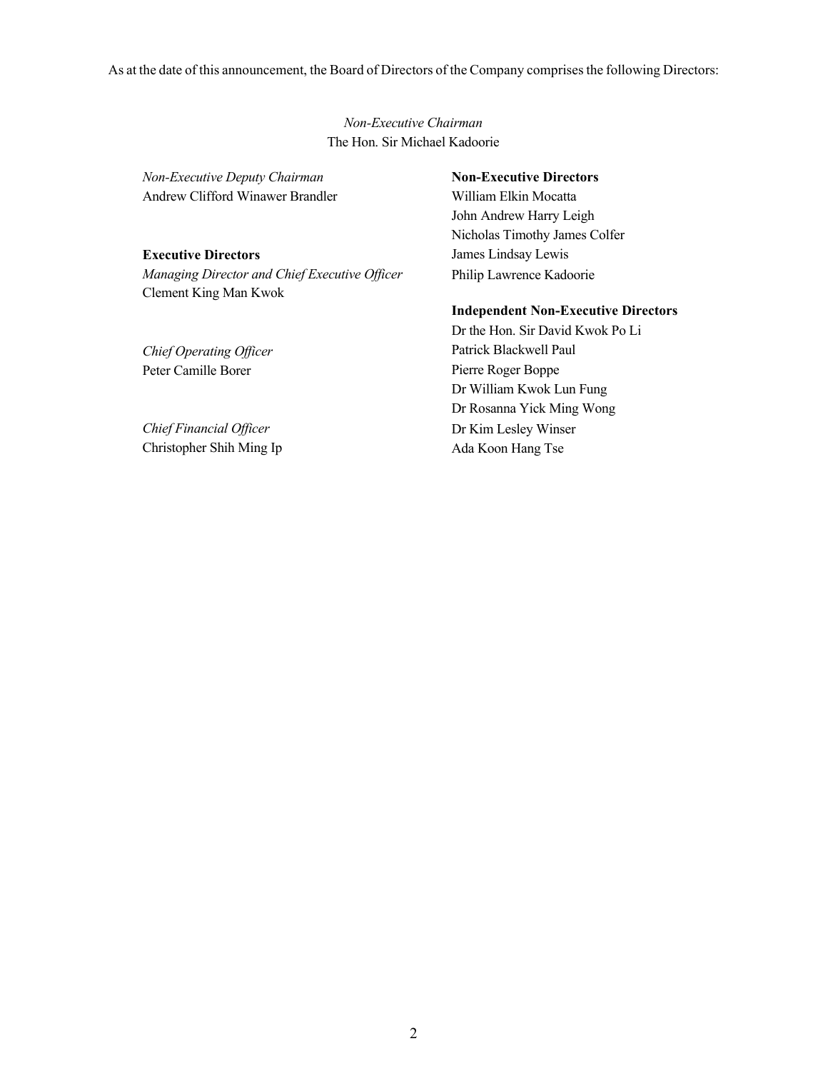As at the date of this announcement, the Board of Directors of the Company comprises the following Directors:

*Non-Executive Chairman*
The Hon. Sir Michael Kadoorie

*Non-Executive Deputy Chairman*
Andrew Clifford Winawer Brandler

**Executive Directors**

*Managing Director and Chief Executive Officer*
Clement King Man Kwok

*Chief Operating Officer*
Peter Camille Borer

*Chief Financial Officer*
Christopher Shih Ming Ip

**Non-Executive Directors**

William Elkin Mocatta
John Andrew Harry Leigh
Nicholas Timothy James Colfer
James Lindsay Lewis
Philip Lawrence Kadoorie

**Independent Non-Executive Directors**

Dr the Hon. Sir David Kwok Po Li
Patrick Blackwell Paul
Pierre Roger Boppe
Dr William Kwok Lun Fung
Dr Rosanna Yick Ming Wong
Dr Kim Lesley Winser
Ada Koon Hang Tse